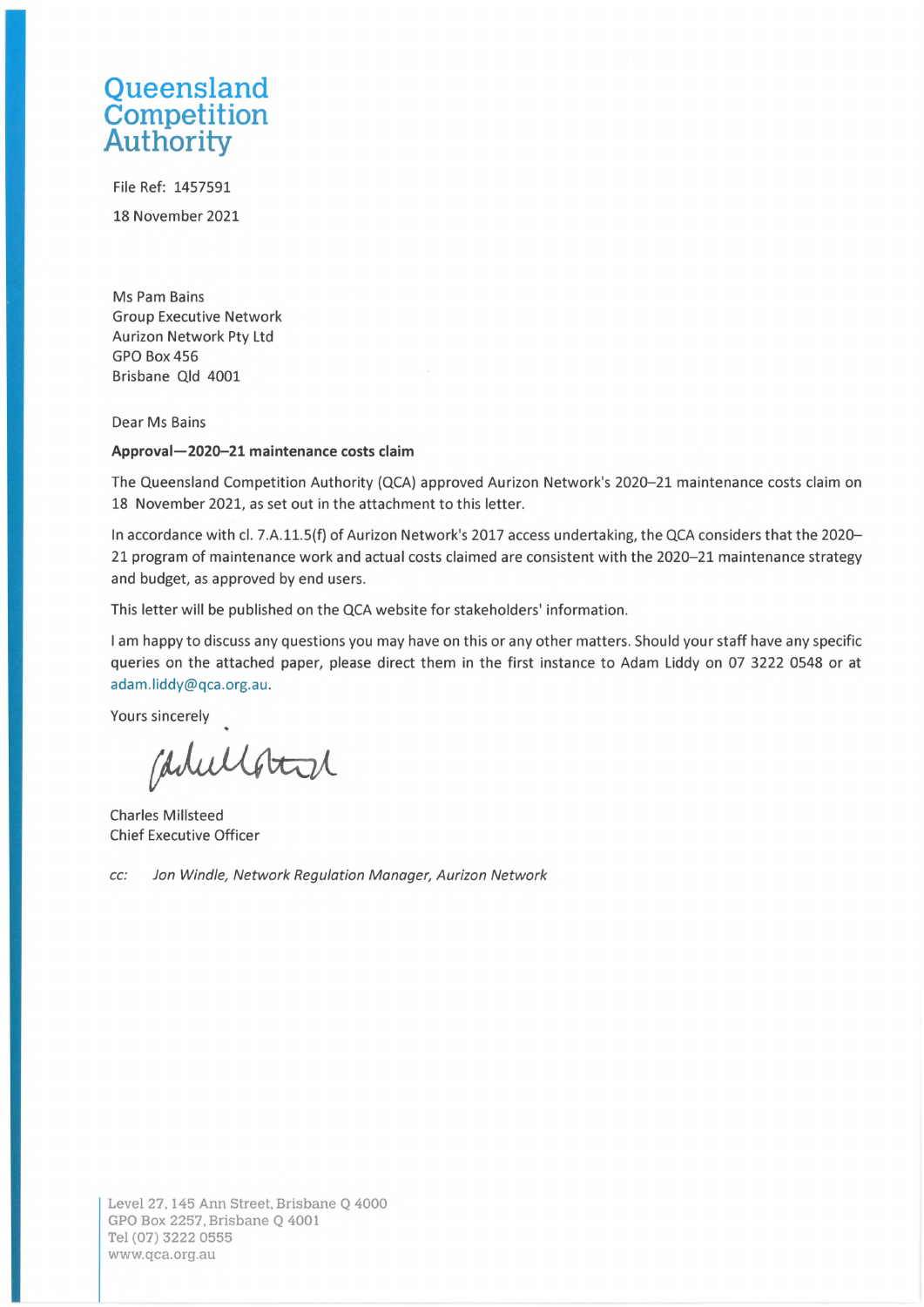# Queensland Competition Authority

File Ref: 1457591

18 November 2021

Ms Pam Bains
Group Executive Network
Aurizon Network Pty Ltd
GPO Box 456
Brisbane Qld 4001

Dear Ms Bains

**Approval—2020–21 maintenance costs claim**

The Queensland Competition Authority (QCA) approved Aurizon Network's 2020–21 maintenance costs claim on 18 November 2021, as set out in the attachment to this letter.

In accordance with cl. 7.A.11.5(f) of Aurizon Network's 2017 access undertaking, the QCA considers that the 2020–21 program of maintenance work and actual costs claimed are consistent with the 2020–21 maintenance strategy and budget, as approved by end users.

This letter will be published on the QCA website for stakeholders' information.

I am happy to discuss any questions you may have on this or any other matters. Should your staff have any specific queries on the attached paper, please direct them in the first instance to Adam Liddy on 07 3222 0548 or at adam.liddy@qca.org.au.

Yours sincerely

Charles Millsteed
Chief Executive Officer

cc: *Jon Windle, Network Regulation Manager, Aurizon Network*

Level 27, 145 Ann Street, Brisbane Q 4000
GPO Box 2257, Brisbane Q 4001
Tel (07) 3222 0555
www.qca.org.au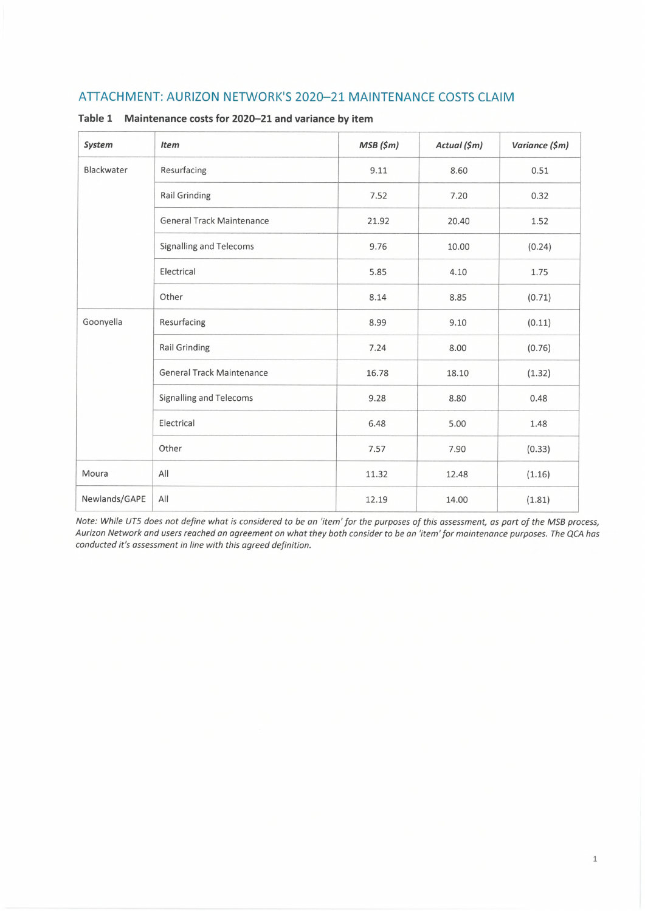## ATTACHMENT: AURIZON NETWORK'S 2020–21 MAINTENANCE COSTS CLAIM

**Table 1 Maintenance costs for 2020–21 and variance by item**

| *System* | *Item* | *MSB ($m)* | *Actual ($m)* | *Variance ($m)* |
|---|---|---|---|---|
| Blackwater | Resurfacing | 9.11 | 8.60 | 0.51 |
| | Rail Grinding | 7.52 | 7.20 | 0.32 |
| | General Track Maintenance | 21.92 | 20.40 | 1.52 |
| | Signalling and Telecoms | 9.76 | 10.00 | (0.24) |
| | Electrical | 5.85 | 4.10 | 1.75 |
| | Other | 8.14 | 8.85 | (0.71) |
| Goonyella | Resurfacing | 8.99 | 9.10 | (0.11) |
| | Rail Grinding | 7.24 | 8.00 | (0.76) |
| | General Track Maintenance | 16.78 | 18.10 | (1.32) |
| | Signalling and Telecoms | 9.28 | 8.80 | 0.48 |
| | Electrical | 6.48 | 5.00 | 1.48 |
| | Other | 7.57 | 7.90 | (0.33) |
| Moura | All | 11.32 | 12.48 | (1.16) |
| Newlands/GAPE | All | 12.19 | 14.00 | (1.81) |

*Note: While UT5 does not define what is considered to be an 'item' for the purposes of this assessment, as part of the MSB process, Aurizon Network and users reached an agreement on what they both consider to be an 'item' for maintenance purposes. The QCA has conducted it's assessment in line with this agreed definition.*